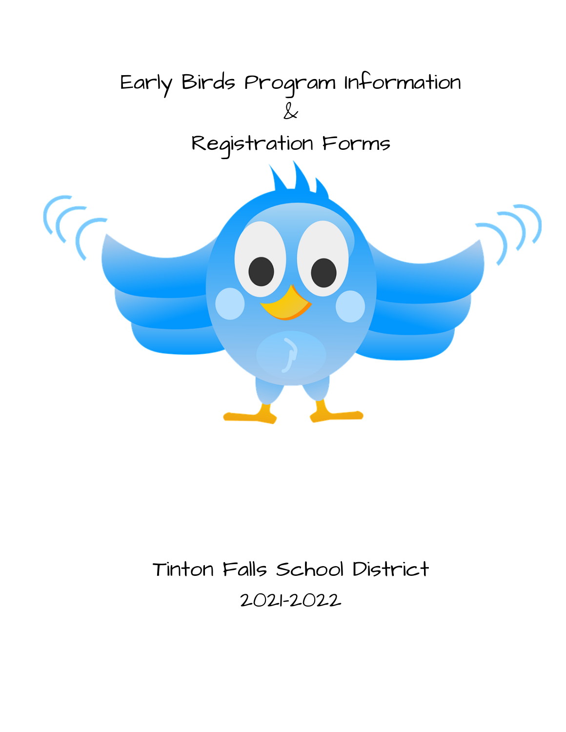# Early Birds Program Information
# &
# Registration Forms

Tinton Falls School District

2021-2022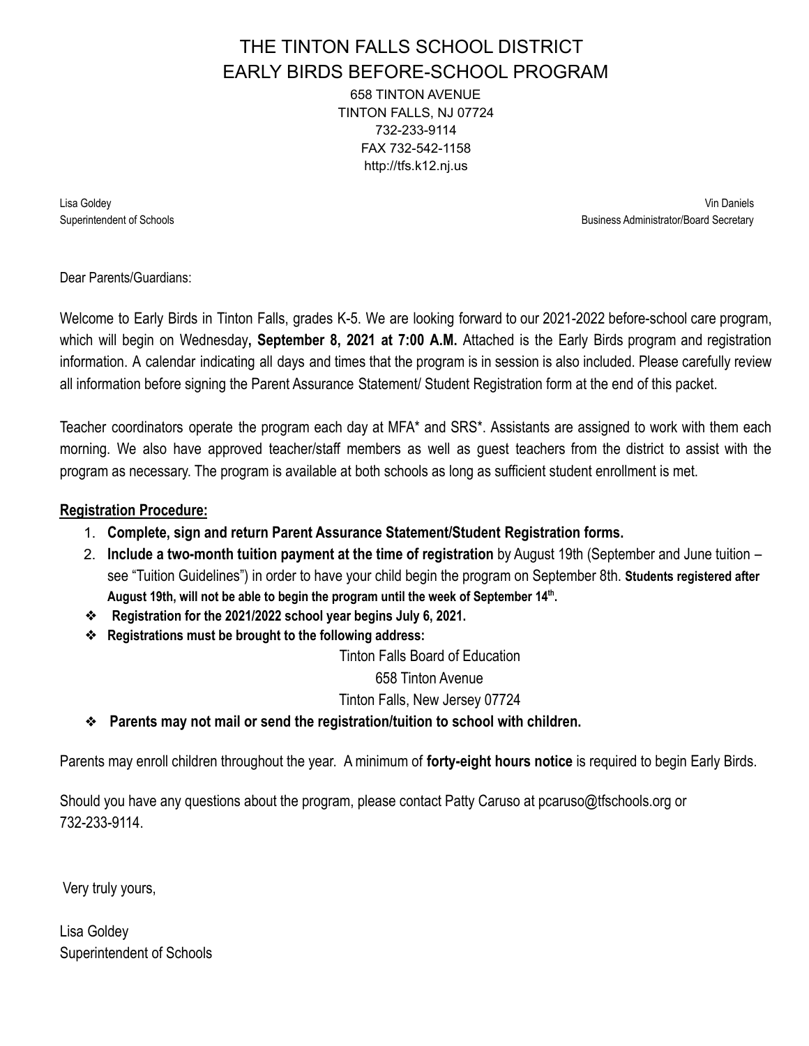# THE TINTON FALLS SCHOOL DISTRICT
# EARLY BIRDS BEFORE-SCHOOL PROGRAM

658 TINTON AVENUE
TINTON FALLS, NJ 07724
732-233-9114
FAX 732-542-1158
http://tfs.k12.nj.us

Lisa Goldey
Superintendent of Schools

Vin Daniels
Business Administrator/Board Secretary

Dear Parents/Guardians:

Welcome to Early Birds in Tinton Falls, grades K-5. We are looking forward to our 2021-2022 before-school care program, which will begin on Wednesday**, September 8, 2021 at 7:00 A.M.** Attached is the Early Birds program and registration information. A calendar indicating all days and times that the program is in session is also included. Please carefully review all information before signing the Parent Assurance Statement/ Student Registration form at the end of this packet.

Teacher coordinators operate the program each day at MFA* and SRS*. Assistants are assigned to work with them each morning. We also have approved teacher/staff members as well as guest teachers from the district to assist with the program as necessary. The program is available at both schools as long as sufficient student enrollment is met.

**Registration Procedure:**

1. **Complete, sign and return Parent Assurance Statement/Student Registration forms.**
2. **Include a two-month tuition payment at the time of registration** by August 19th (September and June tuition – see "Tuition Guidelines") in order to have your child begin the program on September 8th. **Students registered after August 19th, will not be able to begin the program until the week of September 14th.**

- **Registration for the 2021/2022 school year begins July 6, 2021.**
- **Registrations must be brought to the following address:**

  Tinton Falls Board of Education
  658 Tinton Avenue
  Tinton Falls, New Jersey 07724

- **Parents may not mail or send the registration/tuition to school with children.**

Parents may enroll children throughout the year. A minimum of **forty-eight hours notice** is required to begin Early Birds.

Should you have any questions about the program, please contact Patty Caruso at pcaruso@tfschools.org or 732-233-9114.

Very truly yours,

Lisa Goldey
Superintendent of Schools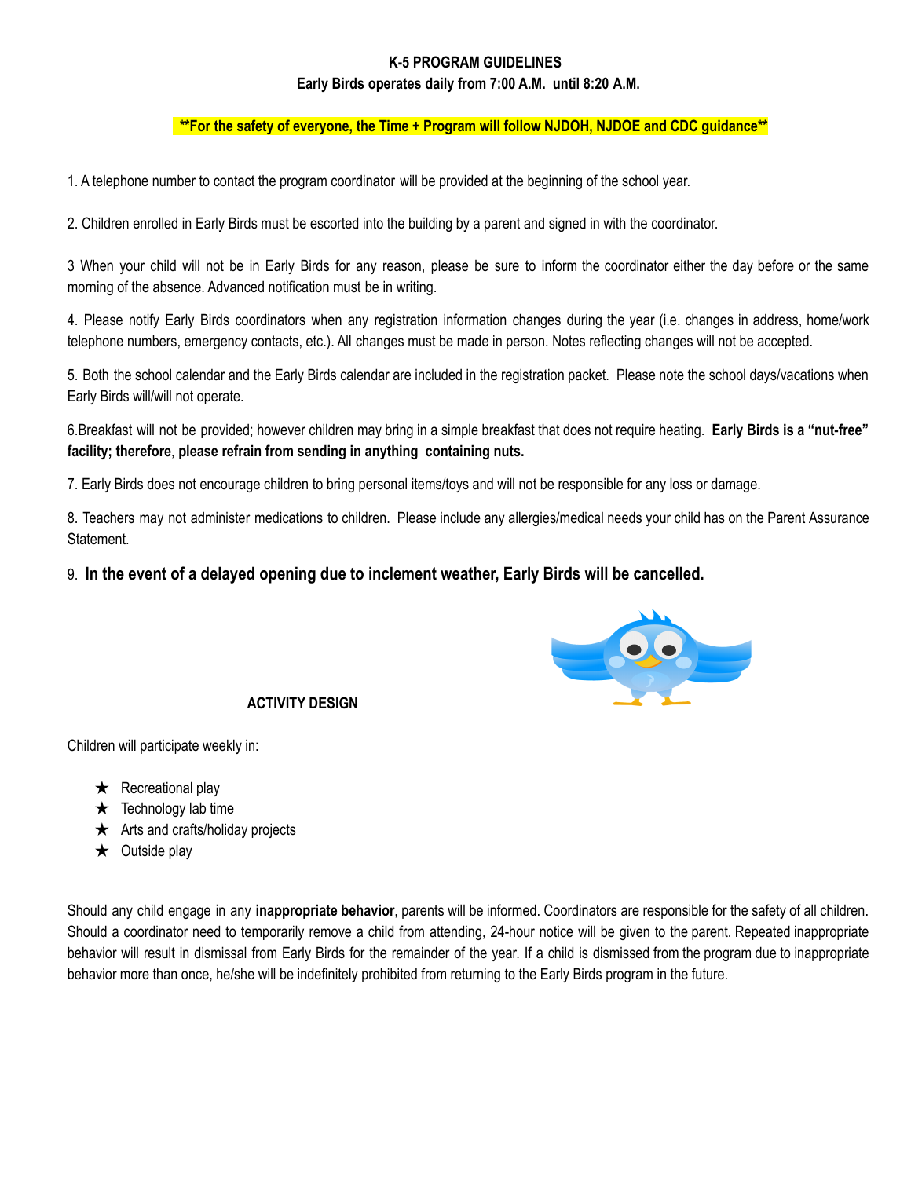**K-5 PROGRAM GUIDELINES**

**Early Birds operates daily from 7:00 A.M. until 8:20 A.M.**

**\*\*For the safety of everyone, the Time + Program will follow NJDOH, NJDOE and CDC guidance\*\***

1. A telephone number to contact the program coordinator will be provided at the beginning of the school year.

2. Children enrolled in Early Birds must be escorted into the building by a parent and signed in with the coordinator.

3 When your child will not be in Early Birds for any reason, please be sure to inform the coordinator either the day before or the same morning of the absence. Advanced notification must be in writing.

4. Please notify Early Birds coordinators when any registration information changes during the year (i.e. changes in address, home/work telephone numbers, emergency contacts, etc.). All changes must be made in person. Notes reflecting changes will not be accepted.

5. Both the school calendar and the Early Birds calendar are included in the registration packet. Please note the school days/vacations when Early Birds will/will not operate.

6.Breakfast will not be provided; however children may bring in a simple breakfast that does not require heating. **Early Birds is a "nut-free" facility; therefore**, **please refrain from sending in anything containing nuts.**

7. Early Birds does not encourage children to bring personal items/toys and will not be responsible for any loss or damage.

8. Teachers may not administer medications to children. Please include any allergies/medical needs your child has on the Parent Assurance Statement.

9. **In the event of a delayed opening due to inclement weather, Early Birds will be cancelled.**

**ACTIVITY DESIGN**

Children will participate weekly in:

- ★ Recreational play
- ★ Technology lab time
- ★ Arts and crafts/holiday projects
- ★ Outside play

Should any child engage in any **inappropriate behavior**, parents will be informed. Coordinators are responsible for the safety of all children. Should a coordinator need to temporarily remove a child from attending, 24-hour notice will be given to the parent. Repeated inappropriate behavior will result in dismissal from Early Birds for the remainder of the year. If a child is dismissed from the program due to inappropriate behavior more than once, he/she will be indefinitely prohibited from returning to the Early Birds program in the future.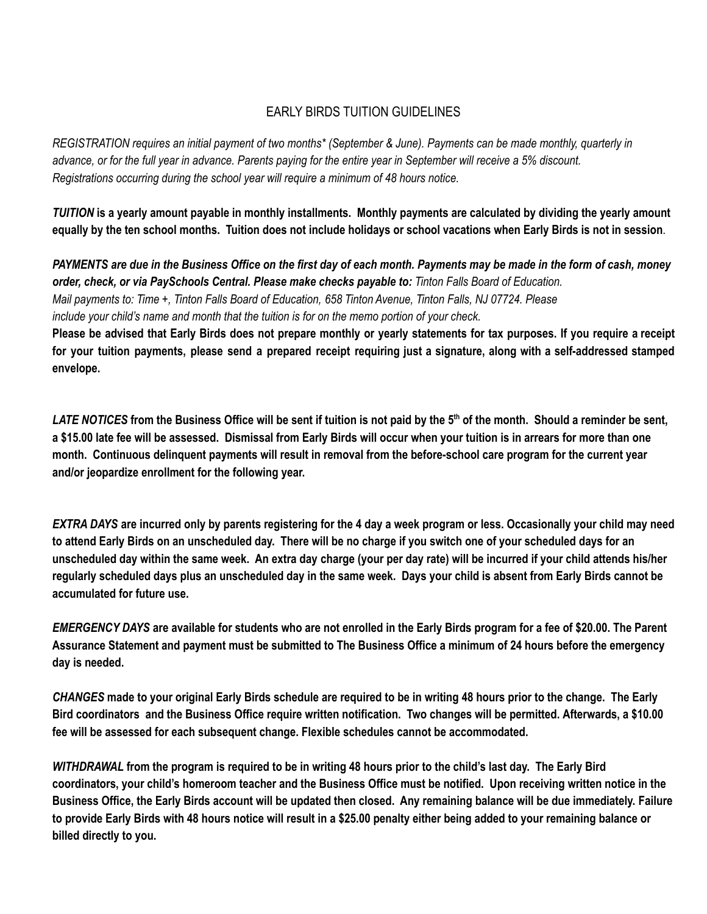# EARLY BIRDS TUITION GUIDELINES

*REGISTRATION requires an initial payment of two months\* (September & June). Payments can be made monthly, quarterly in advance, or for the full year in advance. Parents paying for the entire year in September will receive a 5% discount. Registrations occurring during the school year will require a minimum of 48 hours notice.*

***TUITION*** **is a yearly amount payable in monthly installments. Monthly payments are calculated by dividing the yearly amount equally by the ten school months. Tuition does not include holidays or school vacations when Early Birds is not in session**.

***PAYMENTS are due in the Business Office on the first day of each month. Payments may be made in the form of cash, money order, check, or via PaySchools Central. Please make checks payable to:*** *Tinton Falls Board of Education. Mail payments to: Time +, Tinton Falls Board of Education, 658 Tinton Avenue, Tinton Falls, NJ 07724. Please include your child's name and month that the tuition is for on the memo portion of your check.*

**Please be advised that Early Birds does not prepare monthly or yearly statements for tax purposes. If you require a receipt for your tuition payments, please send a prepared receipt requiring just a signature, along with a self-addressed stamped envelope.**

***LATE NOTICES*** **from the Business Office will be sent if tuition is not paid by the 5th of the month. Should a reminder be sent, a $15.00 late fee will be assessed. Dismissal from Early Birds will occur when your tuition is in arrears for more than one month. Continuous delinquent payments will result in removal from the before-school care program for the current year and/or jeopardize enrollment for the following year.**

***EXTRA DAYS*** **are incurred only by parents registering for the 4 day a week program or less. Occasionally your child may need to attend Early Birds on an unscheduled day. There will be no charge if you switch one of your scheduled days for an unscheduled day within the same week. An extra day charge (your per day rate) will be incurred if your child attends his/her regularly scheduled days plus an unscheduled day in the same week. Days your child is absent from Early Birds cannot be accumulated for future use.**

***EMERGENCY DAYS*** **are available for students who are not enrolled in the Early Birds program for a fee of $20.00. The Parent Assurance Statement and payment must be submitted to The Business Office a minimum of 24 hours before the emergency day is needed.**

***CHANGES*** **made to your original Early Birds schedule are required to be in writing 48 hours prior to the change. The Early Bird coordinators and the Business Office require written notification. Two changes will be permitted. Afterwards, a $10.00 fee will be assessed for each subsequent change. Flexible schedules cannot be accommodated.**

***WITHDRAWAL*** **from the program is required to be in writing 48 hours prior to the child's last day. The Early Bird coordinators, your child's homeroom teacher and the Business Office must be notified. Upon receiving written notice in the Business Office, the Early Birds account will be updated then closed. Any remaining balance will be due immediately. Failure to provide Early Birds with 48 hours notice will result in a $25.00 penalty either being added to your remaining balance or billed directly to you.**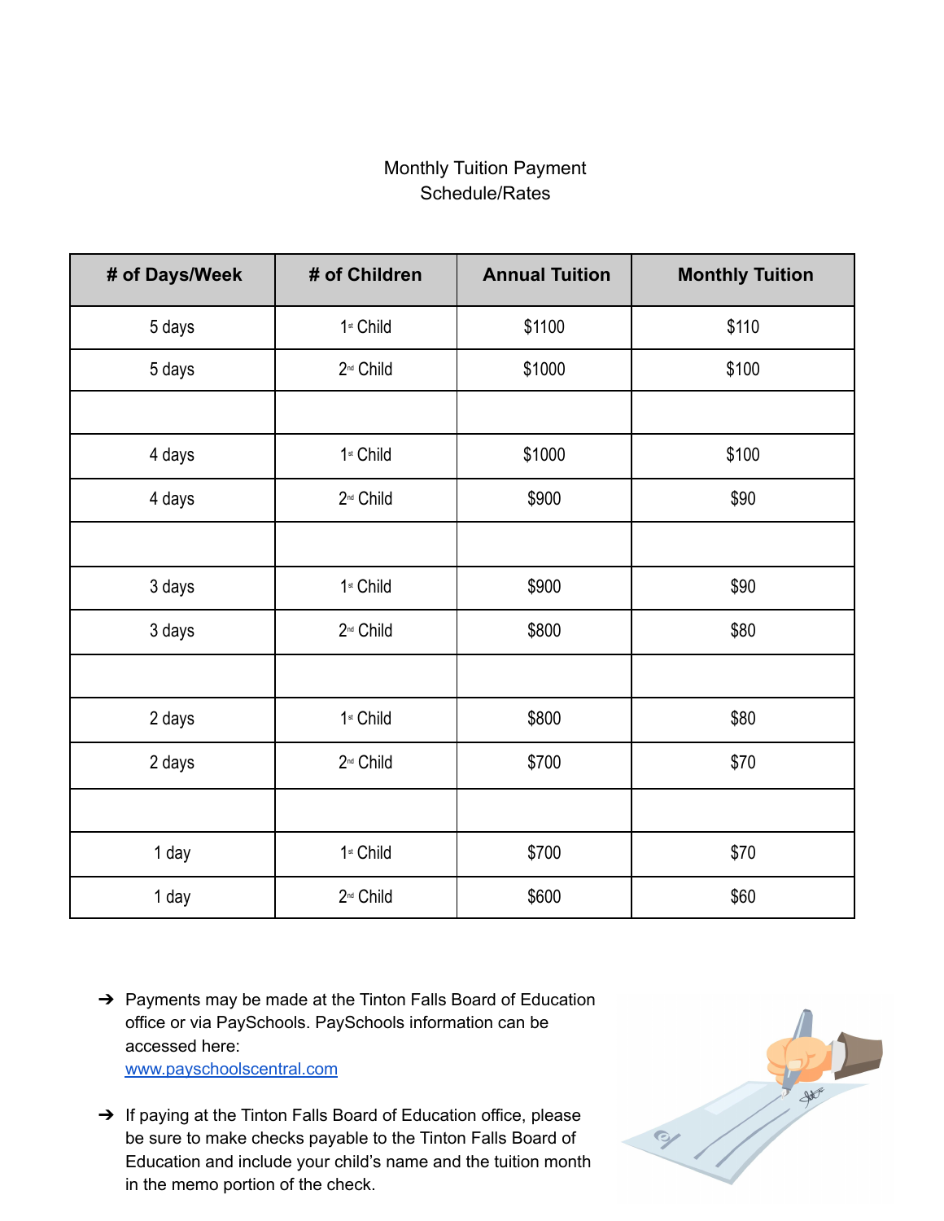Monthly Tuition Payment
Schedule/Rates

| # of Days/Week | # of Children | Annual Tuition | Monthly Tuition |
|---|---|---|---|
| 5 days | 1st Child | $1100 | $110 |
| 5 days | 2nd Child | $1000 | $100 |
| | | | |
| 4 days | 1st Child | $1000 | $100 |
| 4 days | 2nd Child | $900 | $90 |
| | | | |
| 3 days | 1st Child | $900 | $90 |
| 3 days | 2nd Child | $800 | $80 |
| | | | |
| 2 days | 1st Child | $800 | $80 |
| 2 days | 2nd Child | $700 | $70 |
| | | | |
| 1 day | 1st Child | $700 | $70 |
| 1 day | 2nd Child | $600 | $60 |

- Payments may be made at the Tinton Falls Board of Education office or via PaySchools. PaySchools information can be accessed here: [www.payschoolscentral.com](http://www.payschoolscentral.com)
- If paying at the Tinton Falls Board of Education office, please be sure to make checks payable to the Tinton Falls Board of Education and include your child's name and the tuition month in the memo portion of the check.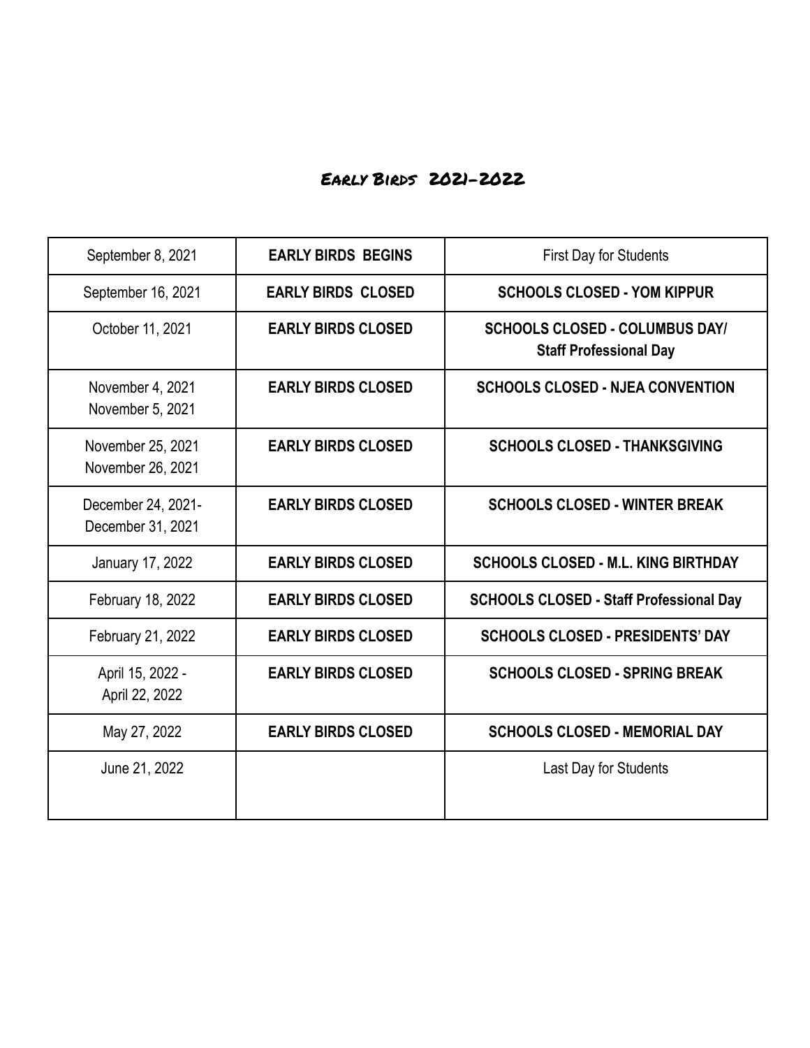# Early Birds 2021-2022

| | | |
|---|---|---|
| September 8, 2021 | **EARLY BIRDS BEGINS** | First Day for Students |
| September 16, 2021 | **EARLY BIRDS CLOSED** | **SCHOOLS CLOSED - YOM KIPPUR** |
| October 11, 2021 | **EARLY BIRDS CLOSED** | **SCHOOLS CLOSED - COLUMBUS DAY/ Staff Professional Day** |
| November 4, 2021<br>November 5, 2021 | **EARLY BIRDS CLOSED** | **SCHOOLS CLOSED - NJEA CONVENTION** |
| November 25, 2021<br>November 26, 2021 | **EARLY BIRDS CLOSED** | **SCHOOLS CLOSED - THANKSGIVING** |
| December 24, 2021-<br>December 31, 2021 | **EARLY BIRDS CLOSED** | **SCHOOLS CLOSED - WINTER BREAK** |
| January 17, 2022 | **EARLY BIRDS CLOSED** | **SCHOOLS CLOSED - M.L. KING BIRTHDAY** |
| February 18, 2022 | **EARLY BIRDS CLOSED** | **SCHOOLS CLOSED - Staff Professional Day** |
| February 21, 2022 | **EARLY BIRDS CLOSED** | **SCHOOLS CLOSED - PRESIDENTS' DAY** |
| April 15, 2022 -<br>April 22, 2022 | **EARLY BIRDS CLOSED** | **SCHOOLS CLOSED - SPRING BREAK** |
| May 27, 2022 | **EARLY BIRDS CLOSED** | **SCHOOLS CLOSED - MEMORIAL DAY** |
| June 21, 2022 | | Last Day for Students |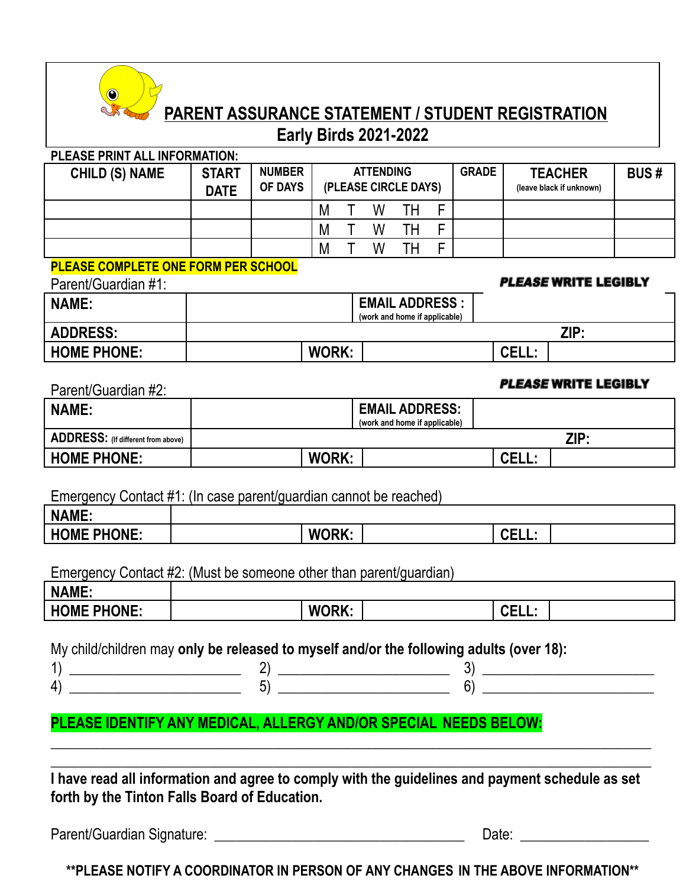# PARENT ASSURANCE STATEMENT / STUDENT REGISTRATION

## Early Birds 2021-2022

**PLEASE PRINT ALL INFORMATION:**

| CHILD (S) NAME | START DATE | NUMBER OF DAYS | ATTENDING (PLEASE CIRCLE DAYS) | GRADE | TEACHER (leave black if unknown) | BUS # |
|---|---|---|---|---|---|---|
| | | | M T W TH F | | | |
| | | | M T W TH F | | | |
| | | | M T W TH F | | | |

**PLEASE COMPLETE ONE FORM PER SCHOOL**

Parent/Guardian #1: ***PLEASE WRITE LEGIBLY***

| | | | | | |
|---|---|---|---|---|---|
| **NAME:** | | **EMAIL ADDRESS :** (work and home if applicable) | | | |
| **ADDRESS:** | | | | **ZIP:** | |
| **HOME PHONE:** | | **WORK:** | | **CELL:** | |

Parent/Guardian #2: ***PLEASE WRITE LEGIBLY***

| | | | | | |
|---|---|---|---|---|---|
| **NAME:** | | **EMAIL ADDRESS:** (work and home if applicable) | | | |
| **ADDRESS:** (If different from above) | | | | **ZIP:** | |
| **HOME PHONE:** | | **WORK:** | | **CELL:** | |

Emergency Contact #1: (In case parent/guardian cannot be reached)

| | | | | | |
|---|---|---|---|---|---|
| **NAME:** | | | | | |
| **HOME PHONE:** | | **WORK:** | | **CELL:** | |

Emergency Contact #2: (Must be someone other than parent/guardian)

| | | | | | |
|---|---|---|---|---|---|
| **NAME:** | | | | | |
| **HOME PHONE:** | | **WORK:** | | **CELL:** | |

My child/children may **only be released to myself and/or the following adults (over 18):**

1) ______________________ 2) ______________________ 3) ______________________
4) ______________________ 5) ______________________ 6) ______________________

**PLEASE IDENTIFY ANY MEDICAL, ALLERGY AND/OR SPECIAL NEEDS BELOW:**

______________________________________________________________________________

______________________________________________________________________________

**I have read all information and agree to comply with the guidelines and payment schedule as set forth by the Tinton Falls Board of Education.**

Parent/Guardian Signature: ________________________________ Date: ________________

**\*\*PLEASE NOTIFY A COORDINATOR IN PERSON OF ANY CHANGES IN THE ABOVE INFORMATION\*\***